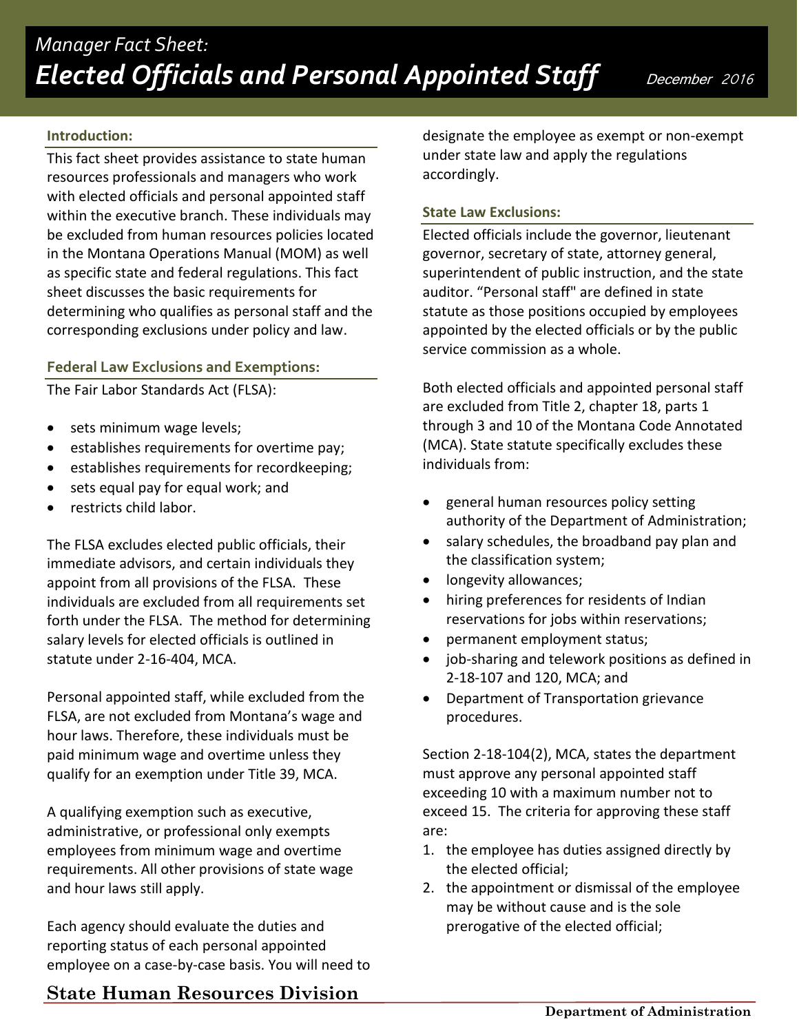*Manager Fact Sheet:*

# *Elected Officials and Personal Appointed Staff*

*December 2016*

## Introduction:

This fact sheet provides assistance to state human resources professionals and managers who work with elected officials and personal appointed staff within the executive branch. These individuals may be excluded from human resources policies located in the Montana Operations Manual (MOM) as well as specific state and federal regulations. This fact sheet discusses the basic requirements for determining who qualifies as personal staff and the corresponding exclusions under policy and law.

## Federal Law Exclusions and Exemptions:

The Fair Labor Standards Act (FLSA):

- sets minimum wage levels;
- establishes requirements for overtime pay;
- establishes requirements for recordkeeping;
- sets equal pay for equal work; and
- restricts child labor.

The FLSA excludes elected public officials, their immediate advisors, and certain individuals they appoint from all provisions of the FLSA. These individuals are excluded from all requirements set forth under the FLSA. The method for determining salary levels for elected officials is outlined in statute under 2-16-404, MCA.

Personal appointed staff, while excluded from the FLSA, are not excluded from Montana's wage and hour laws. Therefore, these individuals must be paid minimum wage and overtime unless they qualify for an exemption under Title 39, MCA.

A qualifying exemption such as executive, administrative, or professional only exempts employees from minimum wage and overtime requirements. All other provisions of state wage and hour laws still apply.

Each agency should evaluate the duties and reporting status of each personal appointed employee on a case-by-case basis. You will need to designate the employee as exempt or non-exempt under state law and apply the regulations accordingly.

## State Law Exclusions:

Elected officials include the governor, lieutenant governor, secretary of state, attorney general, superintendent of public instruction, and the state auditor. "Personal staff" are defined in state statute as those positions occupied by employees appointed by the elected officials or by the public service commission as a whole.

Both elected officials and appointed personal staff are excluded from Title 2, chapter 18, parts 1 through 3 and 10 of the Montana Code Annotated (MCA). State statute specifically excludes these individuals from:

- general human resources policy setting authority of the Department of Administration;
- salary schedules, the broadband pay plan and the classification system;
- longevity allowances;
- hiring preferences for residents of Indian reservations for jobs within reservations;
- permanent employment status;
- job-sharing and telework positions as defined in 2-18-107 and 120, MCA; and
- Department of Transportation grievance procedures.

Section 2-18-104(2), MCA, states the department must approve any personal appointed staff exceeding 10 with a maximum number not to exceed 15. The criteria for approving these staff are:

1. the employee has duties assigned directly by the elected official;
2. the appointment or dismissal of the employee may be without cause and is the sole prerogative of the elected official;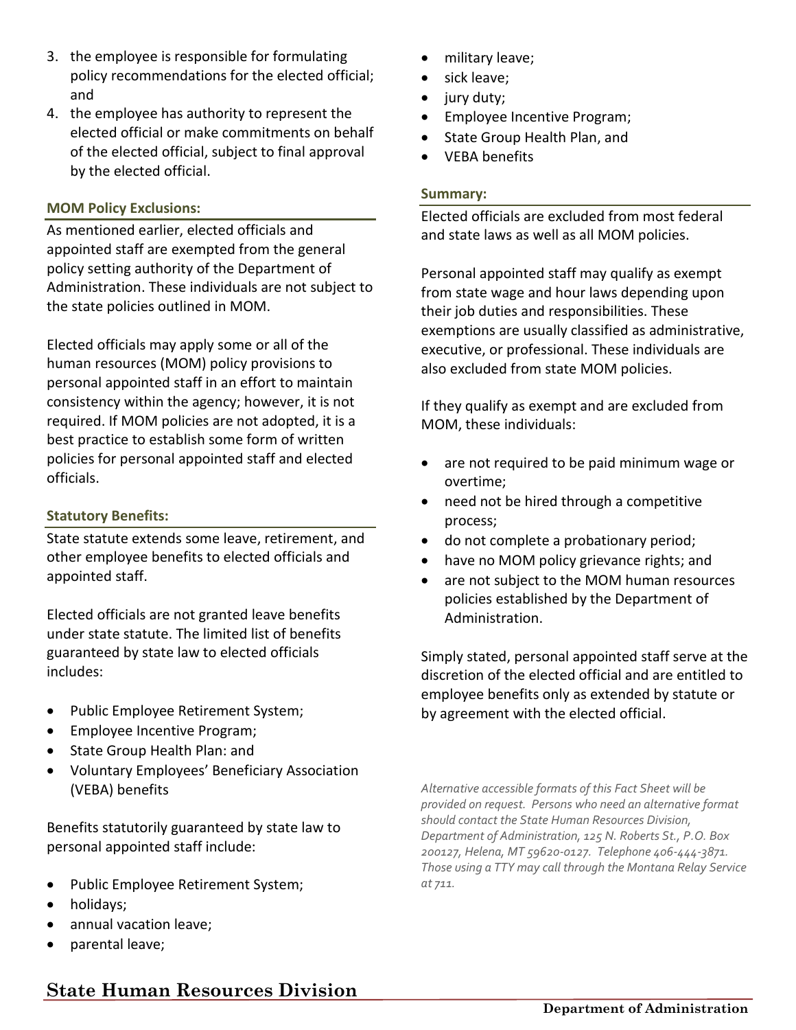3. the employee is responsible for formulating policy recommendations for the elected official; and
4. the employee has authority to represent the elected official or make commitments on behalf of the elected official, subject to final approval by the elected official.

### MOM Policy Exclusions:

As mentioned earlier, elected officials and appointed staff are exempted from the general policy setting authority of the Department of Administration. These individuals are not subject to the state policies outlined in MOM.

Elected officials may apply some or all of the human resources (MOM) policy provisions to personal appointed staff in an effort to maintain consistency within the agency; however, it is not required. If MOM policies are not adopted, it is a best practice to establish some form of written policies for personal appointed staff and elected officials.

### Statutory Benefits:

State statute extends some leave, retirement, and other employee benefits to elected officials and appointed staff.

Elected officials are not granted leave benefits under state statute. The limited list of benefits guaranteed by state law to elected officials includes:

- Public Employee Retirement System;
- Employee Incentive Program;
- State Group Health Plan: and
- Voluntary Employees' Beneficiary Association (VEBA) benefits

Benefits statutorily guaranteed by state law to personal appointed staff include:

- Public Employee Retirement System;
- holidays;
- annual vacation leave;
- parental leave;
- military leave;
- sick leave;
- jury duty;
- Employee Incentive Program;
- State Group Health Plan, and
- VEBA benefits

### Summary:

Elected officials are excluded from most federal and state laws as well as all MOM policies.

Personal appointed staff may qualify as exempt from state wage and hour laws depending upon their job duties and responsibilities. These exemptions are usually classified as administrative, executive, or professional. These individuals are also excluded from state MOM policies.

If they qualify as exempt and are excluded from MOM, these individuals:

- are not required to be paid minimum wage or overtime;
- need not be hired through a competitive process;
- do not complete a probationary period;
- have no MOM policy grievance rights; and
- are not subject to the MOM human resources policies established by the Department of Administration.

Simply stated, personal appointed staff serve at the discretion of the elected official and are entitled to employee benefits only as extended by statute or by agreement with the elected official.

*Alternative accessible formats of this Fact Sheet will be provided on request. Persons who need an alternative format should contact the State Human Resources Division, Department of Administration, 125 N. Roberts St., P.O. Box 200127, Helena, MT 59620-0127. Telephone 406-444-3871. Those using a TTY may call through the Montana Relay Service at 711.*